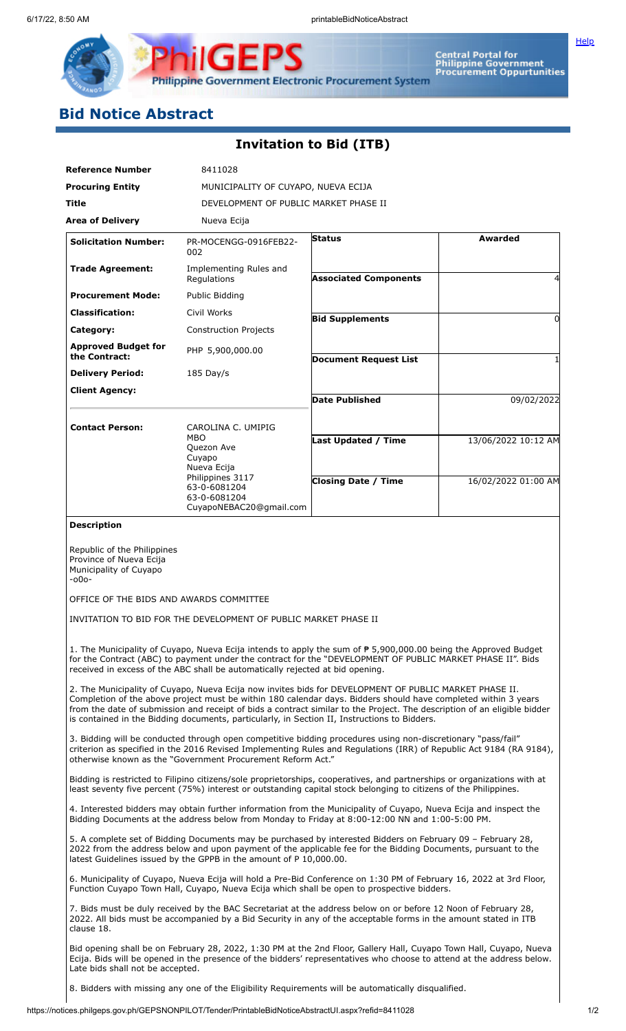# Bid Notice Abstract

## Invitation to Bid (ITB)

| | |
|---|---|
| **Reference Number** | 8411028 |
| **Procuring Entity** | MUNICIPALITY OF CUYAPO, NUEVA ECIJA |
| **Title** | DEVELOPMENT OF PUBLIC MARKET PHASE II |
| **Area of Delivery** | Nueva Ecija |

| | | | |
|---|---|---|---|
| **Solicitation Number:** | PR-MOCENGG-0916FEB22-002 | **Status** | **Awarded** |
| **Trade Agreement:** | Implementing Rules and Regulations | **Associated Components** | 4 |
| **Procurement Mode:** | Public Bidding | | |
| **Classification:** | Civil Works | **Bid Supplements** | 0 |
| **Category:** | Construction Projects | | |
| **Approved Budget for the Contract:** | PHP 5,900,000.00 | **Document Request List** | 1 |
| **Delivery Period:** | 185 Day/s | | |
| **Client Agency:** | | **Date Published** | 09/02/2022 |
| **Contact Person:** | CAROLINA C. UMIPIG MBO Quezon Ave Cuyapo Nueva Ecija Philippines 3117 63-0-6081204 63-0-6081204 CuyapoNEBAC20@gmail.com | **Last Updated / Time** | 13/06/2022 10:12 AM |
| | | **Closing Date / Time** | 16/02/2022 01:00 AM |

**Description**

Republic of the Philippines
Province of Nueva Ecija
Municipality of Cuyapo
-o0o-

OFFICE OF THE BIDS AND AWARDS COMMITTEE

INVITATION TO BID FOR THE DEVELOPMENT OF PUBLIC MARKET PHASE II

1. The Municipality of Cuyapo, Nueva Ecija intends to apply the sum of ₱ 5,900,000.00 being the Approved Budget for the Contract (ABC) to payment under the contract for the "DEVELOPMENT OF PUBLIC MARKET PHASE II". Bids received in excess of the ABC shall be automatically rejected at bid opening.

2. The Municipality of Cuyapo, Nueva Ecija now invites bids for DEVELOPMENT OF PUBLIC MARKET PHASE II. Completion of the above project must be within 180 calendar days. Bidders should have completed within 3 years from the date of submission and receipt of bids a contract similar to the Project. The description of an eligible bidder is contained in the Bidding documents, particularly, in Section II, Instructions to Bidders.

3. Bidding will be conducted through open competitive bidding procedures using non-discretionary "pass/fail" criterion as specified in the 2016 Revised Implementing Rules and Regulations (IRR) of Republic Act 9184 (RA 9184), otherwise known as the "Government Procurement Reform Act."

Bidding is restricted to Filipino citizens/sole proprietorships, cooperatives, and partnerships or organizations with at least seventy five percent (75%) interest or outstanding capital stock belonging to citizens of the Philippines.

4. Interested bidders may obtain further information from the Municipality of Cuyapo, Nueva Ecija and inspect the Bidding Documents at the address below from Monday to Friday at 8:00-12:00 NN and 1:00-5:00 PM.

5. A complete set of Bidding Documents may be purchased by interested Bidders on February 09 – February 28, 2022 from the address below and upon payment of the applicable fee for the Bidding Documents, pursuant to the latest Guidelines issued by the GPPB in the amount of P 10,000.00.

6. Municipality of Cuyapo, Nueva Ecija will hold a Pre-Bid Conference on 1:30 PM of February 16, 2022 at 3rd Floor, Function Cuyapo Town Hall, Cuyapo, Nueva Ecija which shall be open to prospective bidders.

7. Bids must be duly received by the BAC Secretariat at the address below on or before 12 Noon of February 28, 2022. All bids must be accompanied by a Bid Security in any of the acceptable forms in the amount stated in ITB clause 18.

Bid opening shall be on February 28, 2022, 1:30 PM at the 2nd Floor, Gallery Hall, Cuyapo Town Hall, Cuyapo, Nueva Ecija. Bids will be opened in the presence of the bidders' representatives who choose to attend at the address below. Late bids shall not be accepted.

8. Bidders with missing any one of the Eligibility Requirements will be automatically disqualified.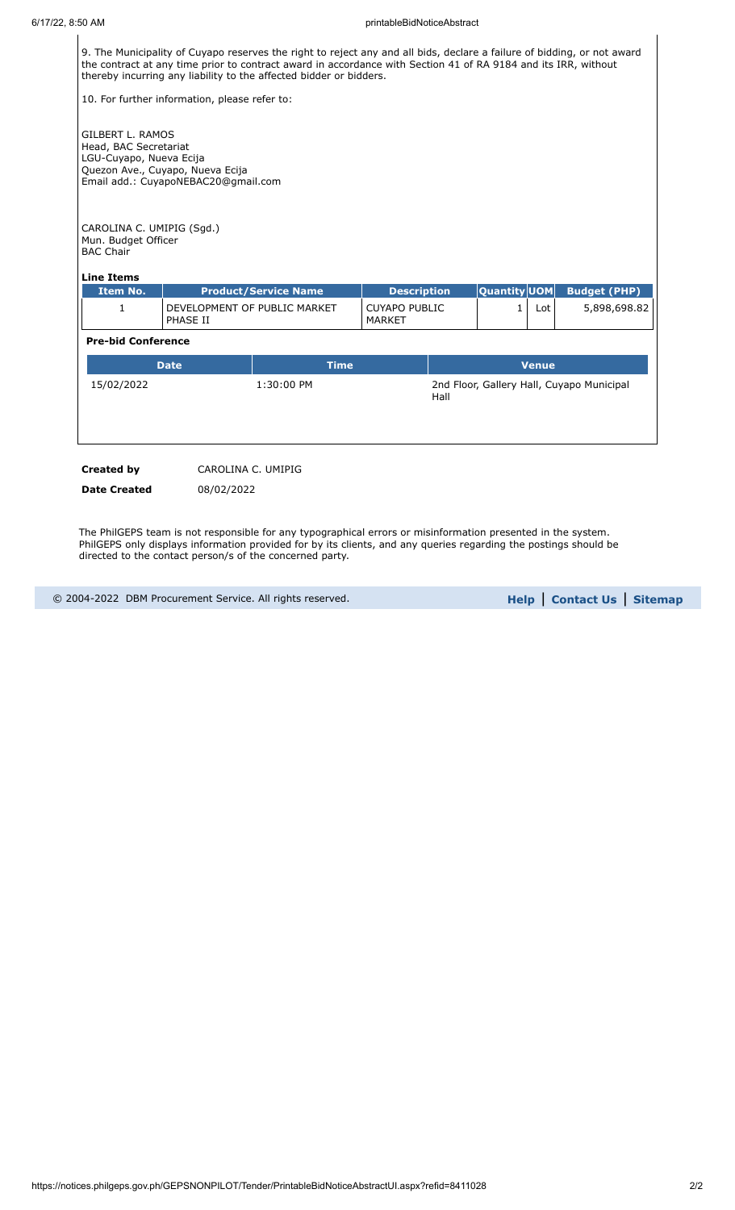9. The Municipality of Cuyapo reserves the right to reject any and all bids, declare a failure of bidding, or not award the contract at any time prior to contract award in accordance with Section 41 of RA 9184 and its IRR, without thereby incurring any liability to the affected bidder or bidders.

10. For further information, please refer to:

GILBERT L. RAMOS
Head, BAC Secretariat
LGU-Cuyapo, Nueva Ecija
Quezon Ave., Cuyapo, Nueva Ecija
Email add.: CuyapoNEBAC20@gmail.com

CAROLINA C. UMIPIG (Sgd.)
Mun. Budget Officer
BAC Chair

**Line Items**

| Item No. | Product/Service Name | Description | Quantity | UOM | Budget (PHP) |
|---|---|---|---|---|---|
| 1 | DEVELOPMENT OF PUBLIC MARKET PHASE II | CUYAPO PUBLIC MARKET | 1 | Lot | 5,898,698.82 |

**Pre-bid Conference**

| Date | Time | Venue |
|---|---|---|
| 15/02/2022 | 1:30:00 PM | 2nd Floor, Gallery Hall, Cuyapo Municipal Hall |

**Created by** CAROLINA C. UMIPIG

**Date Created** 08/02/2022

The PhilGEPS team is not responsible for any typographical errors or misinformation presented in the system. PhilGEPS only displays information provided for by its clients, and any queries regarding the postings should be directed to the contact person/s of the concerned party.

© 2004-2022 DBM Procurement Service. All rights reserved. **Help** | **Contact Us** | **Sitemap**